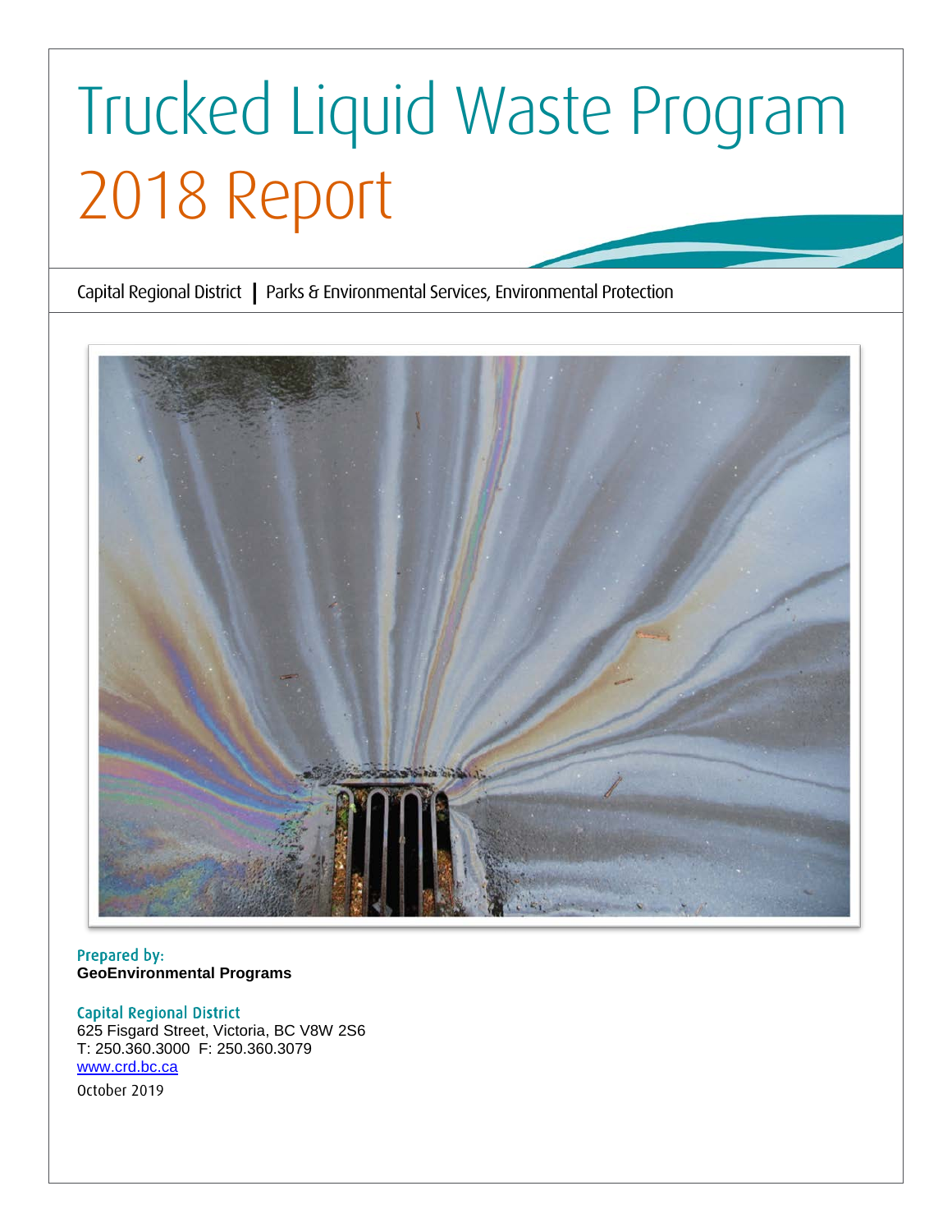# Trucked Liquid Waste Program
# 2018 Report

Capital Regional District | Parks & Environmental Services, Environmental Protection

Prepared by:
**GeoEnvironmental Programs**

Capital Regional District
625 Fisgard Street, Victoria, BC V8W 2S6
T: 250.360.3000 F: 250.360.3079
www.crd.bc.ca

October 2019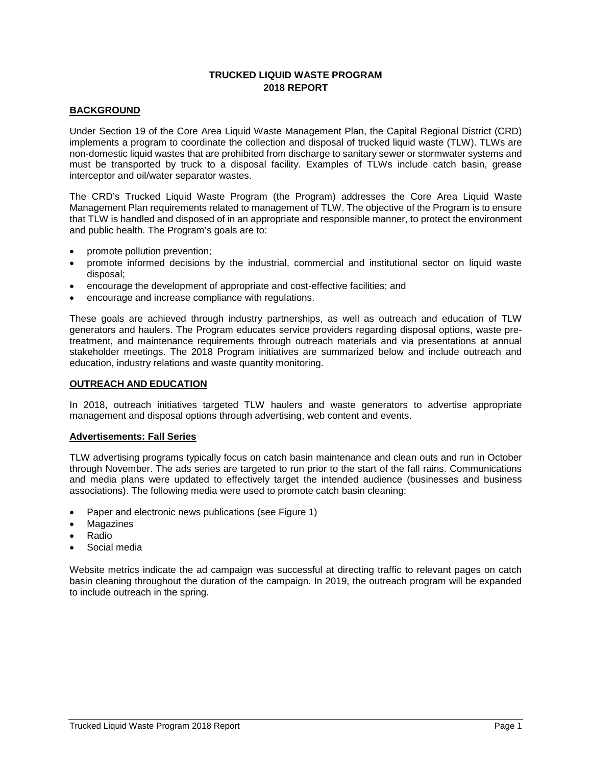# TRUCKED LIQUID WASTE PROGRAM
# 2018 REPORT

## BACKGROUND

Under Section 19 of the Core Area Liquid Waste Management Plan, the Capital Regional District (CRD) implements a program to coordinate the collection and disposal of trucked liquid waste (TLW). TLWs are non-domestic liquid wastes that are prohibited from discharge to sanitary sewer or stormwater systems and must be transported by truck to a disposal facility. Examples of TLWs include catch basin, grease interceptor and oil/water separator wastes.

The CRD's Trucked Liquid Waste Program (the Program) addresses the Core Area Liquid Waste Management Plan requirements related to management of TLW. The objective of the Program is to ensure that TLW is handled and disposed of in an appropriate and responsible manner, to protect the environment and public health. The Program's goals are to:

- promote pollution prevention;
- promote informed decisions by the industrial, commercial and institutional sector on liquid waste disposal;
- encourage the development of appropriate and cost-effective facilities; and
- encourage and increase compliance with regulations.

These goals are achieved through industry partnerships, as well as outreach and education of TLW generators and haulers. The Program educates service providers regarding disposal options, waste pre-treatment, and maintenance requirements through outreach materials and via presentations at annual stakeholder meetings. The 2018 Program initiatives are summarized below and include outreach and education, industry relations and waste quantity monitoring.

## OUTREACH AND EDUCATION

In 2018, outreach initiatives targeted TLW haulers and waste generators to advertise appropriate management and disposal options through advertising, web content and events.

### Advertisements: Fall Series

TLW advertising programs typically focus on catch basin maintenance and clean outs and run in October through November. The ads series are targeted to run prior to the start of the fall rains. Communications and media plans were updated to effectively target the intended audience (businesses and business associations). The following media were used to promote catch basin cleaning:

- Paper and electronic news publications (see Figure 1)
- Magazines
- Radio
- Social media

Website metrics indicate the ad campaign was successful at directing traffic to relevant pages on catch basin cleaning throughout the duration of the campaign. In 2019, the outreach program will be expanded to include outreach in the spring.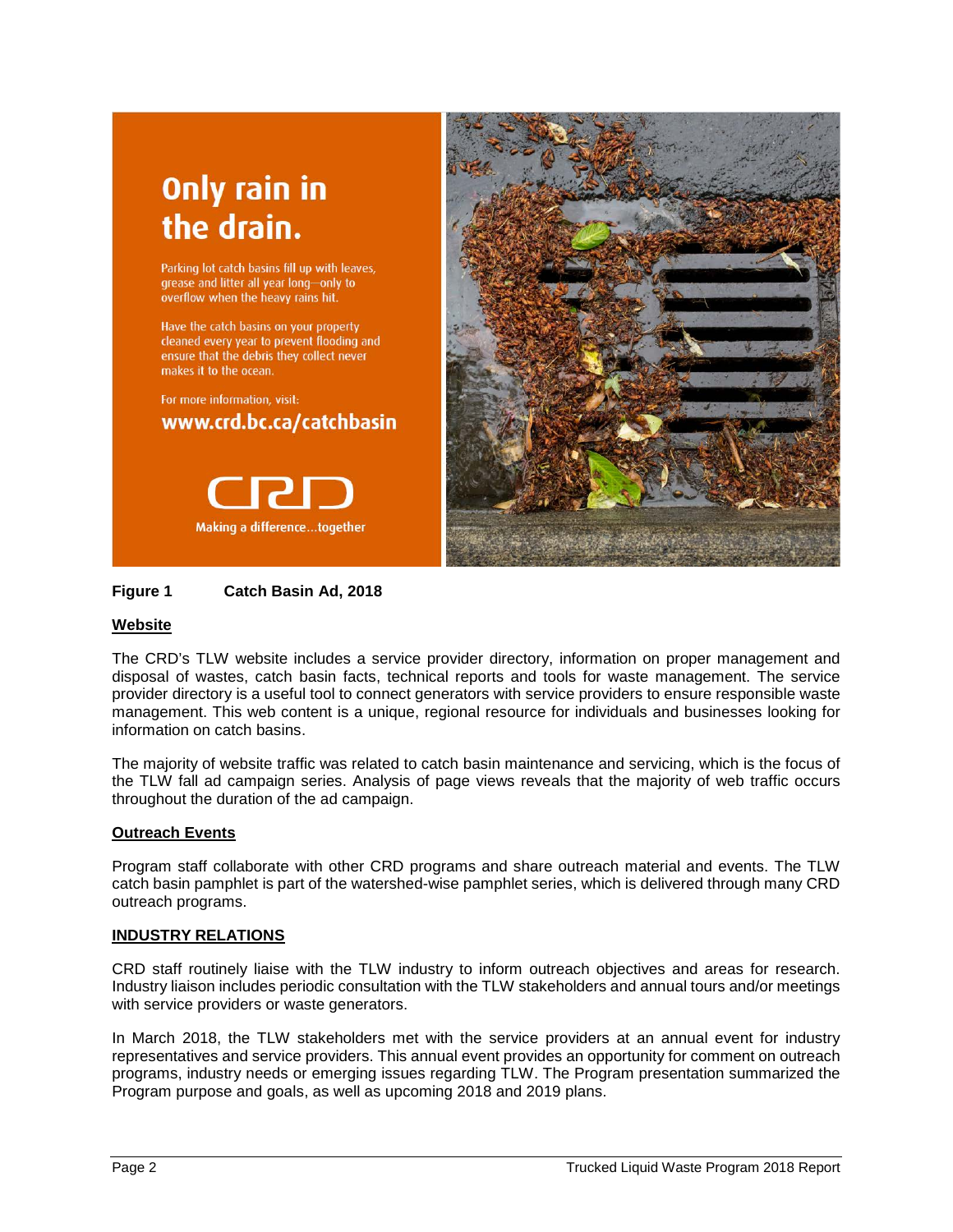Only rain in the drain.

Parking lot catch basins fill up with leaves, grease and litter all year long—only to overflow when the heavy rains hit.

Have the catch basins on your property cleaned every year to prevent flooding and ensure that the debris they collect never makes it to the ocean.

For more information, visit:
www.crd.bc.ca/catchbasin

CRD
Making a difference...together

**Figure 1 Catch Basin Ad, 2018**

## Website

The CRD's TLW website includes a service provider directory, information on proper management and disposal of wastes, catch basin facts, technical reports and tools for waste management. The service provider directory is a useful tool to connect generators with service providers to ensure responsible waste management. This web content is a unique, regional resource for individuals and businesses looking for information on catch basins.

The majority of website traffic was related to catch basin maintenance and servicing, which is the focus of the TLW fall ad campaign series. Analysis of page views reveals that the majority of web traffic occurs throughout the duration of the ad campaign.

## Outreach Events

Program staff collaborate with other CRD programs and share outreach material and events. The TLW catch basin pamphlet is part of the watershed-wise pamphlet series, which is delivered through many CRD outreach programs.

## INDUSTRY RELATIONS

CRD staff routinely liaise with the TLW industry to inform outreach objectives and areas for research. Industry liaison includes periodic consultation with the TLW stakeholders and annual tours and/or meetings with service providers or waste generators.

In March 2018, the TLW stakeholders met with the service providers at an annual event for industry representatives and service providers. This annual event provides an opportunity for comment on outreach programs, industry needs or emerging issues regarding TLW. The Program presentation summarized the Program purpose and goals, as well as upcoming 2018 and 2019 plans.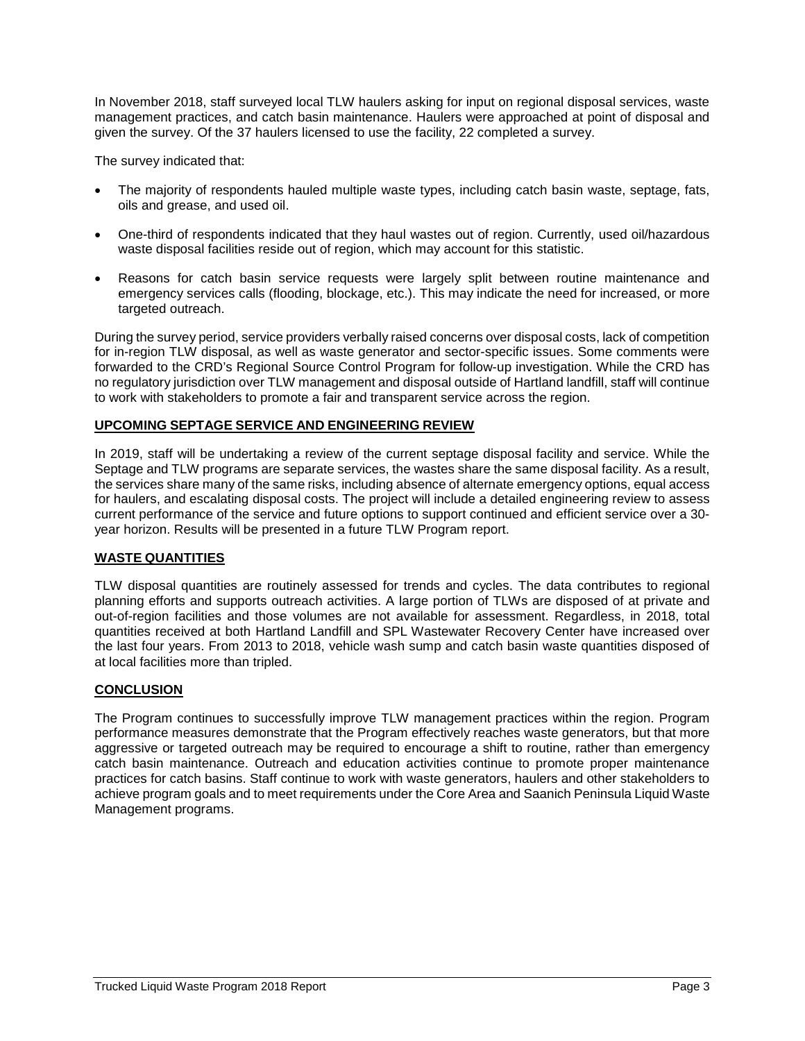In November 2018, staff surveyed local TLW haulers asking for input on regional disposal services, waste management practices, and catch basin maintenance. Haulers were approached at point of disposal and given the survey. Of the 37 haulers licensed to use the facility, 22 completed a survey.

The survey indicated that:

- The majority of respondents hauled multiple waste types, including catch basin waste, septage, fats, oils and grease, and used oil.
- One-third of respondents indicated that they haul wastes out of region. Currently, used oil/hazardous waste disposal facilities reside out of region, which may account for this statistic.
- Reasons for catch basin service requests were largely split between routine maintenance and emergency services calls (flooding, blockage, etc.). This may indicate the need for increased, or more targeted outreach.

During the survey period, service providers verbally raised concerns over disposal costs, lack of competition for in-region TLW disposal, as well as waste generator and sector-specific issues. Some comments were forwarded to the CRD's Regional Source Control Program for follow-up investigation. While the CRD has no regulatory jurisdiction over TLW management and disposal outside of Hartland landfill, staff will continue to work with stakeholders to promote a fair and transparent service across the region.

## UPCOMING SEPTAGE SERVICE AND ENGINEERING REVIEW

In 2019, staff will be undertaking a review of the current septage disposal facility and service. While the Septage and TLW programs are separate services, the wastes share the same disposal facility. As a result, the services share many of the same risks, including absence of alternate emergency options, equal access for haulers, and escalating disposal costs. The project will include a detailed engineering review to assess current performance of the service and future options to support continued and efficient service over a 30-year horizon. Results will be presented in a future TLW Program report.

## WASTE QUANTITIES

TLW disposal quantities are routinely assessed for trends and cycles. The data contributes to regional planning efforts and supports outreach activities. A large portion of TLWs are disposed of at private and out-of-region facilities and those volumes are not available for assessment. Regardless, in 2018, total quantities received at both Hartland Landfill and SPL Wastewater Recovery Center have increased over the last four years. From 2013 to 2018, vehicle wash sump and catch basin waste quantities disposed of at local facilities more than tripled.

## CONCLUSION

The Program continues to successfully improve TLW management practices within the region. Program performance measures demonstrate that the Program effectively reaches waste generators, but that more aggressive or targeted outreach may be required to encourage a shift to routine, rather than emergency catch basin maintenance. Outreach and education activities continue to promote proper maintenance practices for catch basins. Staff continue to work with waste generators, haulers and other stakeholders to achieve program goals and to meet requirements under the Core Area and Saanich Peninsula Liquid Waste Management programs.